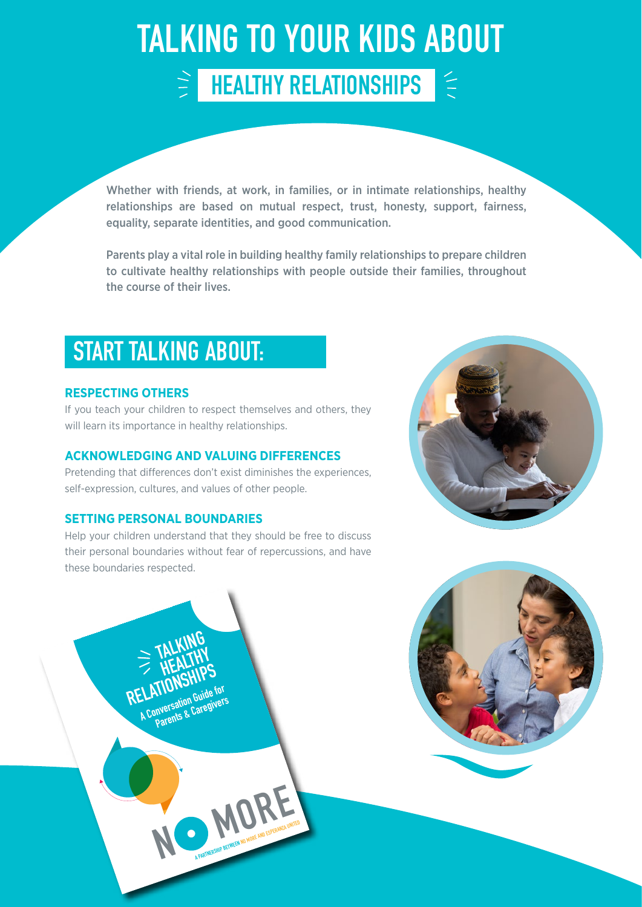# TALKING TO YOUR KIDS ABOUT

## HEALTHY RELATIONSHIPS

Whether with friends, at work, in families, or in intimate relationships, healthy relationships are based on mutual respect, trust, honesty, support, fairness, equality, separate identities, and good communication.

Parents play a vital role in building healthy family relationships to prepare children to cultivate healthy relationships with people outside their families, throughout the course of their lives.

## START TALKING ABOUT:

### RESPECTING OTHERS

If you teach your children to respect themselves and others, they will learn its importance in healthy relationships.

### ACKNOWLEDGING AND VALUING DIFFERENCES

Pretending that differences don't exist diminishes the experiences, self-expression, cultures, and values of other people.

### SETTING PERSONAL BOUNDARIES

Help your children understand that they should be free to discuss their personal boundaries without fear of repercussions, and have these boundaries respected.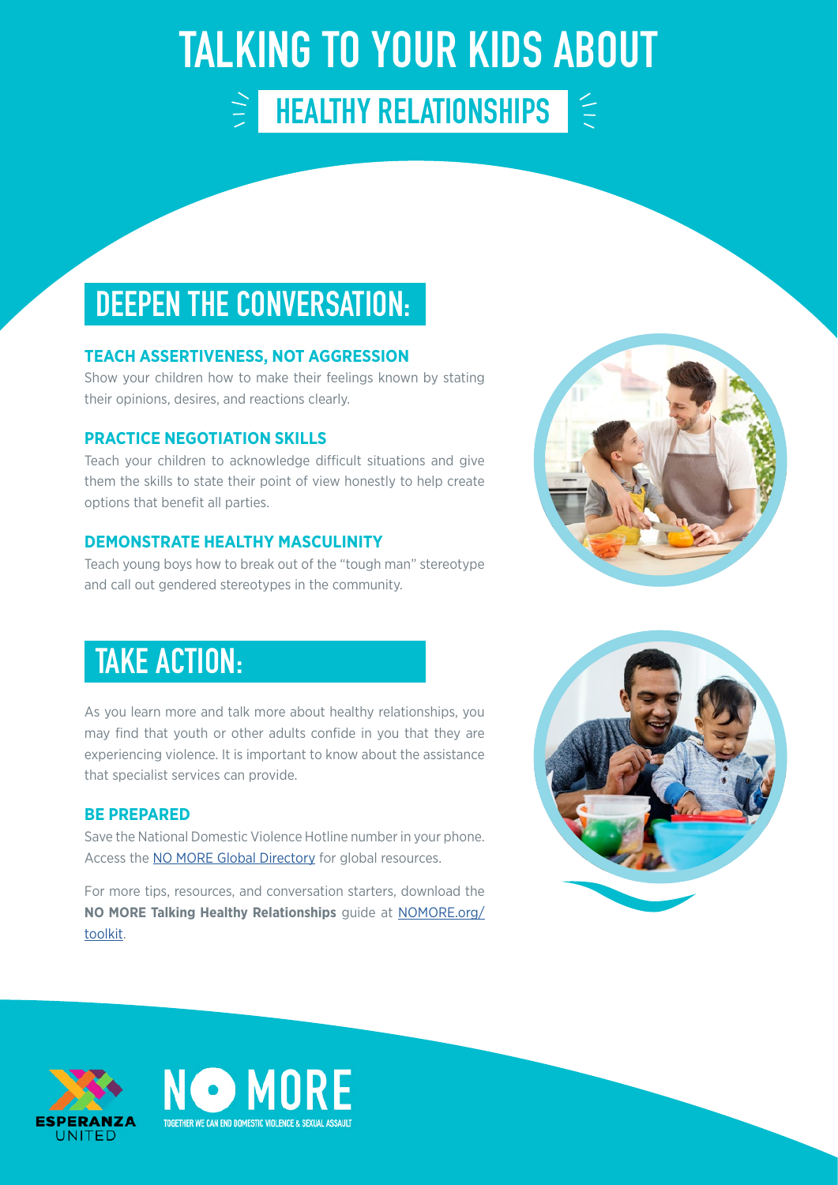# TALKING TO YOUR KIDS ABOUT

## HEALTHY RELATIONSHIPS

## DEEPEN THE CONVERSATION:

### TEACH ASSERTIVENESS, NOT AGGRESSION

Show your children how to make their feelings known by stating their opinions, desires, and reactions clearly.

### PRACTICE NEGOTIATION SKILLS

Teach your children to acknowledge difficult situations and give them the skills to state their point of view honestly to help create options that benefit all parties.

### DEMONSTRATE HEALTHY MASCULINITY

Teach young boys how to break out of the "tough man" stereotype and call out gendered stereotypes in the community.

## TAKE ACTION:

As you learn more and talk more about healthy relationships, you may find that youth or other adults confide in you that they are experiencing violence. It is important to know about the assistance that specialist services can provide.

### BE PREPARED

Save the National Domestic Violence Hotline number in your phone. Access the NO MORE Global Directory for global resources.

For more tips, resources, and conversation starters, download the **NO MORE Talking Healthy Relationships** guide at NOMORE.org/toolkit.

ESPERANZA UNITED

NO MORE
TOGETHER WE CAN END DOMESTIC VIOLENCE & SEXUAL ASSAULT